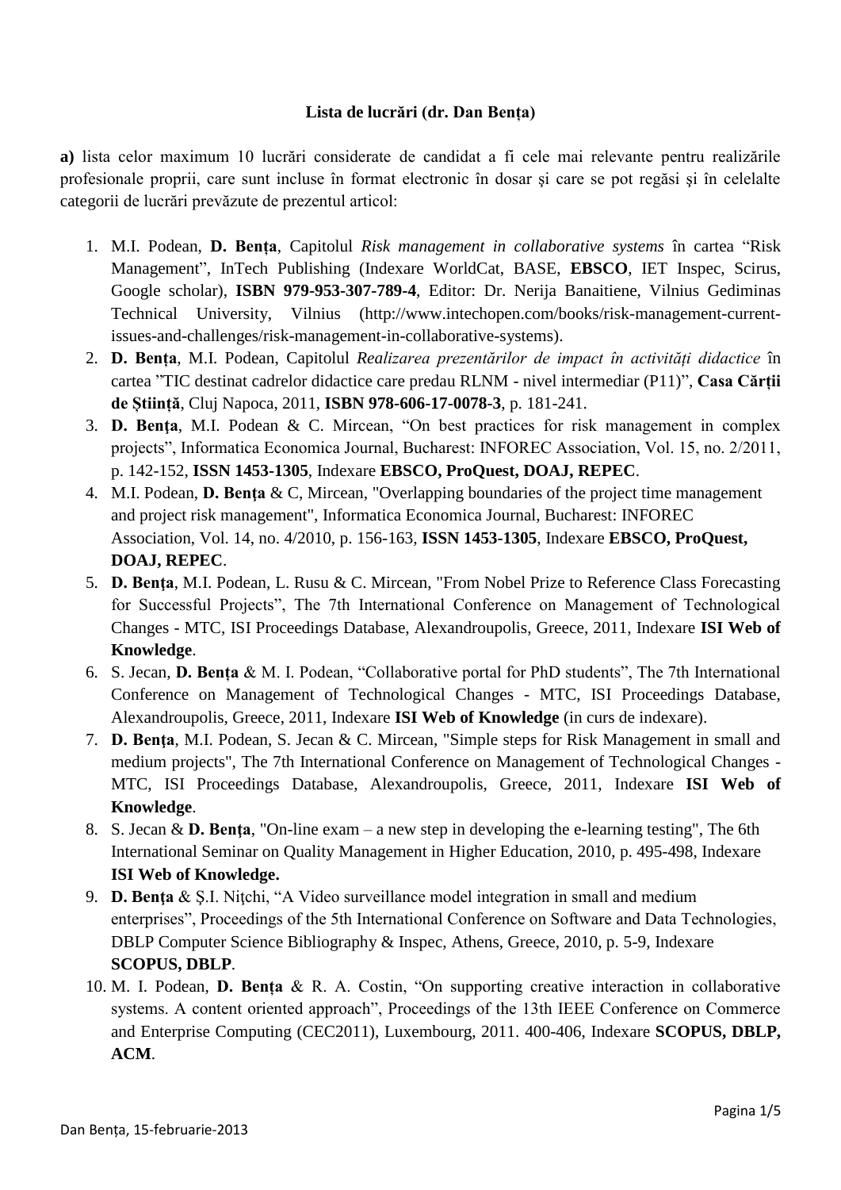**Lista de lucrări (dr. Dan Bența)**

**a)** lista celor maximum 10 lucrări considerate de candidat a fi cele mai relevante pentru realizările profesionale proprii, care sunt incluse în format electronic în dosar şi care se pot regăsi şi în celelalte categorii de lucrări prevăzute de prezentul articol:

1. M.I. Podean, **D. Bența**, Capitolul *Risk management in collaborative systems* în cartea "Risk Management", InTech Publishing (Indexare WorldCat, BASE, **EBSCO**, IET Inspec, Scirus, Google scholar), **ISBN 979-953-307-789-4**, Editor: Dr. Nerija Banaitiene, Vilnius Gediminas Technical University, Vilnius (http://www.intechopen.com/books/risk-management-current-issues-and-challenges/risk-management-in-collaborative-systems).
2. **D. Bența**, M.I. Podean, Capitolul *Realizarea prezentărilor de impact în activități didactice* în cartea "TIC destinat cadrelor didactice care predau RLNM - nivel intermediar (P11)", **Casa Cărții de Știință**, Cluj Napoca, 2011, **ISBN 978-606-17-0078-3**, p. 181-241.
3. **D. Bența**, M.I. Podean & C. Mircean, "On best practices for risk management in complex projects", Informatica Economica Journal, Bucharest: INFOREC Association, Vol. 15, no. 2/2011, p. 142-152, **ISSN 1453-1305**, Indexare **EBSCO, ProQuest, DOAJ, REPEC**.
4. M.I. Podean, **D. Bența** & C, Mircean, "Overlapping boundaries of the project time management and project risk management", Informatica Economica Journal, Bucharest: INFOREC Association, Vol. 14, no. 4/2010, p. 156-163, **ISSN 1453-1305**, Indexare **EBSCO, ProQuest, DOAJ, REPEC**.
5. **D. Bența**, M.I. Podean, L. Rusu & C. Mircean, "From Nobel Prize to Reference Class Forecasting for Successful Projects", The 7th International Conference on Management of Technological Changes - MTC, ISI Proceedings Database, Alexandroupolis, Greece, 2011, Indexare **ISI Web of Knowledge**.
6. S. Jecan, **D. Bența** & M. I. Podean, "Collaborative portal for PhD students", The 7th International Conference on Management of Technological Changes - MTC, ISI Proceedings Database, Alexandroupolis, Greece, 2011, Indexare **ISI Web of Knowledge** (in curs de indexare).
7. **D. Bența**, M.I. Podean, S. Jecan & C. Mircean, "Simple steps for Risk Management in small and medium projects", The 7th International Conference on Management of Technological Changes - MTC, ISI Proceedings Database, Alexandroupolis, Greece, 2011, Indexare **ISI Web of Knowledge**.
8. S. Jecan & **D. Bența**, "On-line exam – a new step in developing the e-learning testing", The 6th International Seminar on Quality Management in Higher Education, 2010, p. 495-498, Indexare **ISI Web of Knowledge.**
9. **D. Bența** & Ş.I. Niţchi, "A Video surveillance model integration in small and medium enterprises", Proceedings of the 5th International Conference on Software and Data Technologies, DBLP Computer Science Bibliography & Inspec, Athens, Greece, 2010, p. 5-9, Indexare **SCOPUS, DBLP**.
10. M. I. Podean, **D. Bența** & R. A. Costin, "On supporting creative interaction in collaborative systems. A content oriented approach", Proceedings of the 13th IEEE Conference on Commerce and Enterprise Computing (CEC2011), Luxembourg, 2011. 400-406, Indexare **SCOPUS, DBLP, ACM**.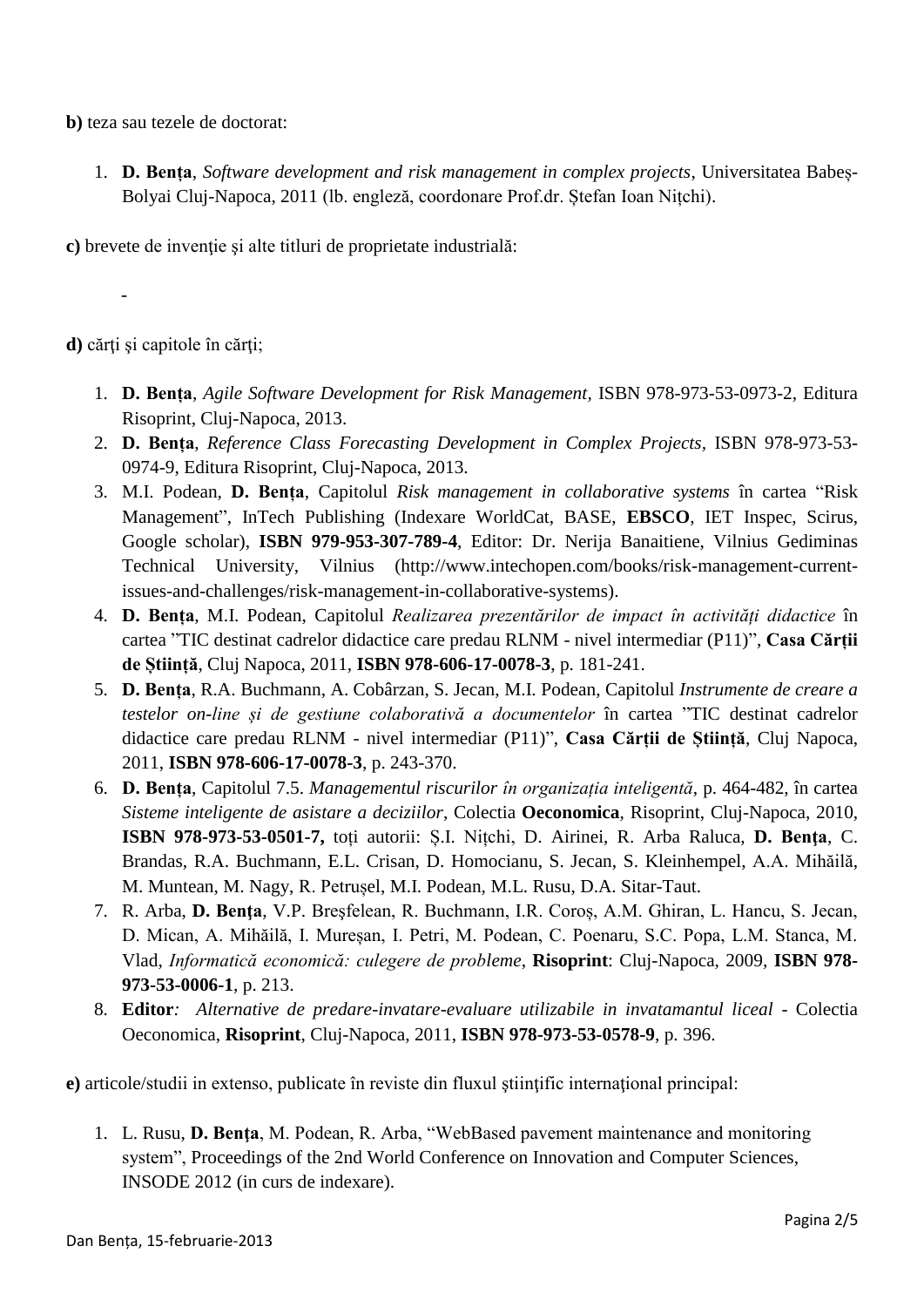**b)** teza sau tezele de doctorat:

1. **D. Bența**, *Software development and risk management in complex projects*, Universitatea Babeș-Bolyai Cluj-Napoca, 2011 (lb. engleză, coordonare Prof.dr. Ștefan Ioan Nițchi).

**c)** brevete de invenţie şi alte titluri de proprietate industrială:

-

**d)** cărţi şi capitole în cărţi;

1. **D. Bența**, *Agile Software Development for Risk Management*, ISBN 978-973-53-0973-2, Editura Risoprint, Cluj-Napoca, 2013.
2. **D. Bența**, *Reference Class Forecasting Development in Complex Projects*, ISBN 978-973-53-0974-9, Editura Risoprint, Cluj-Napoca, 2013.
3. M.I. Podean, **D. Bența**, Capitolul *Risk management in collaborative systems* în cartea "Risk Management", InTech Publishing (Indexare WorldCat, BASE, **EBSCO**, IET Inspec, Scirus, Google scholar), **ISBN 979-953-307-789-4**, Editor: Dr. Nerija Banaitiene, Vilnius Gediminas Technical University, Vilnius (http://www.intechopen.com/books/risk-management-current-issues-and-challenges/risk-management-in-collaborative-systems).
4. **D. Bența**, M.I. Podean, Capitolul *Realizarea prezentărilor de impact în activități didactice* în cartea "TIC destinat cadrelor didactice care predau RLNM - nivel intermediar (P11)", **Casa Cărții de Știință**, Cluj Napoca, 2011, **ISBN 978-606-17-0078-3**, p. 181-241.
5. **D. Bența**, R.A. Buchmann, A. Cobârzan, S. Jecan, M.I. Podean, Capitolul *Instrumente de creare a testelor on-line și de gestiune colaborativă a documentelor* în cartea "TIC destinat cadrelor didactice care predau RLNM - nivel intermediar (P11)", **Casa Cărții de Știință**, Cluj Napoca, 2011, **ISBN 978-606-17-0078-3**, p. 243-370.
6. **D. Bența**, Capitolul 7.5. *Managementul riscurilor în organizația inteligentă*, p. 464-482, în cartea *Sisteme inteligente de asistare a deciziilor*, Colectia **Oeconomica**, Risoprint, Cluj-Napoca, 2010, **ISBN 978-973-53-0501-7,** toți autorii: Ș.I. Nițchi, D. Airinei, R. Arba Raluca, **D. Bența**, C. Brandas, R.A. Buchmann, E.L. Crisan, D. Homocianu, S. Jecan, S. Kleinhempel, A.A. Mihăilă, M. Muntean, M. Nagy, R. Petrușel, M.I. Podean, M.L. Rusu, D.A. Sitar-Taut.
7. R. Arba, **D. Benţa**, V.P. Breşfelean, R. Buchmann, I.R. Coroș, A.M. Ghiran, L. Hancu, S. Jecan, D. Mican, A. Mihăilă, I. Mureșan, I. Petri, M. Podean, C. Poenaru, S.C. Popa, L.M. Stanca, M. Vlad, *Informatică economică: culegere de probleme*, **Risoprint**: Cluj-Napoca, 2009, **ISBN 978-973-53-0006-1**, p. 213.
8. **Editor***: Alternative de predare-invatare-evaluare utilizabile in invatamantul liceal* - Colectia Oeconomica, **Risoprint**, Cluj-Napoca, 2011, **ISBN 978-973-53-0578-9**, p. 396.

**e)** articole/studii in extenso, publicate în reviste din fluxul ştiinţific internaţional principal:

1. L. Rusu, **D. Benţa**, M. Podean, R. Arba, "WebBased pavement maintenance and monitoring system", Proceedings of the 2nd World Conference on Innovation and Computer Sciences, INSODE 2012 (in curs de indexare).

Dan Bența, 15-februarie-2013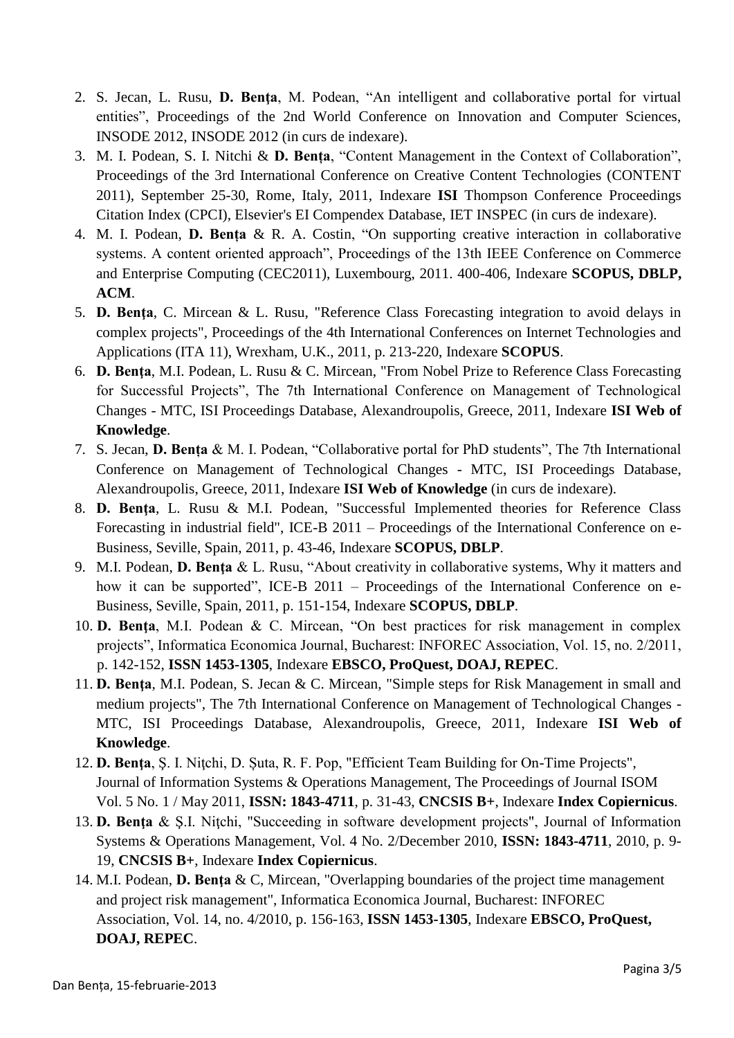2. S. Jecan, L. Rusu, **D. Benţa**, M. Podean, “An intelligent and collaborative portal for virtual entities”, Proceedings of the 2nd World Conference on Innovation and Computer Sciences, INSODE 2012, INSODE 2012 (in curs de indexare).
3. M. I. Podean, S. I. Nitchi & **D. Bența**, “Content Management in the Context of Collaboration”, Proceedings of the 3rd International Conference on Creative Content Technologies (CONTENT 2011), September 25-30, Rome, Italy, 2011, Indexare **ISI** Thompson Conference Proceedings Citation Index (CPCI), Elsevier's EI Compendex Database, IET INSPEC (in curs de indexare).
4. M. I. Podean, **D. Bența** & R. A. Costin, “On supporting creative interaction in collaborative systems. A content oriented approach”, Proceedings of the 13th IEEE Conference on Commerce and Enterprise Computing (CEC2011), Luxembourg, 2011. 400-406, Indexare **SCOPUS, DBLP, ACM**.
5. **D. Benţa**, C. Mircean & L. Rusu, "Reference Class Forecasting integration to avoid delays in complex projects", Proceedings of the 4th International Conferences on Internet Technologies and Applications (ITA 11), Wrexham, U.K., 2011, p. 213-220, Indexare **SCOPUS**.
6. **D. Benţa**, M.I. Podean, L. Rusu & C. Mircean, "From Nobel Prize to Reference Class Forecasting for Successful Projects”, The 7th International Conference on Management of Technological Changes - MTC, ISI Proceedings Database, Alexandroupolis, Greece, 2011, Indexare **ISI Web of Knowledge**.
7. S. Jecan, **D. Bența** & M. I. Podean, “Collaborative portal for PhD students”, The 7th International Conference on Management of Technological Changes - MTC, ISI Proceedings Database, Alexandroupolis, Greece, 2011, Indexare **ISI Web of Knowledge** (in curs de indexare).
8. **D. Benţa**, L. Rusu & M.I. Podean, "Successful Implemented theories for Reference Class Forecasting in industrial field", ICE-B 2011 – Proceedings of the International Conference on e-Business, Seville, Spain, 2011, p. 43-46, Indexare **SCOPUS, DBLP**.
9. M.I. Podean, **D. Benţa** & L. Rusu, “About creativity in collaborative systems, Why it matters and how it can be supported”, ICE-B 2011 – Proceedings of the International Conference on e-Business, Seville, Spain, 2011, p. 151-154, Indexare **SCOPUS, DBLP**.
10. **D. Benţa**, M.I. Podean & C. Mircean, “On best practices for risk management in complex projects”, Informatica Economica Journal, Bucharest: INFOREC Association, Vol. 15, no. 2/2011, p. 142-152, **ISSN 1453-1305**, Indexare **EBSCO, ProQuest, DOAJ, REPEC**.
11. **D. Benţa**, M.I. Podean, S. Jecan & C. Mircean, "Simple steps for Risk Management in small and medium projects", The 7th International Conference on Management of Technological Changes - MTC, ISI Proceedings Database, Alexandroupolis, Greece, 2011, Indexare **ISI Web of Knowledge**.
12. **D. Benţa**, Ş. I. Niţchi, D. Șuta, R. F. Pop, "Efficient Team Building for On-Time Projects", Journal of Information Systems & Operations Management, The Proceedings of Journal ISOM Vol. 5 No. 1 / May 2011, **ISSN: 1843-4711**, p. 31-43, **CNCSIS B+**, Indexare **Index Copiernicus**.
13. **D. Benţa** & Ş.I. Niţchi, "Succeeding in software development projects", Journal of Information Systems & Operations Management, Vol. 4 No. 2/December 2010, **ISSN: 1843-4711**, 2010, p. 9-19, **CNCSIS B+**, Indexare **Index Copiernicus**.
14. M.I. Podean, **D. Benţa** & C, Mircean, "Overlapping boundaries of the project time management and project risk management", Informatica Economica Journal, Bucharest: INFOREC Association, Vol. 14, no. 4/2010, p. 156-163, **ISSN 1453-1305**, Indexare **EBSCO, ProQuest, DOAJ, REPEC**.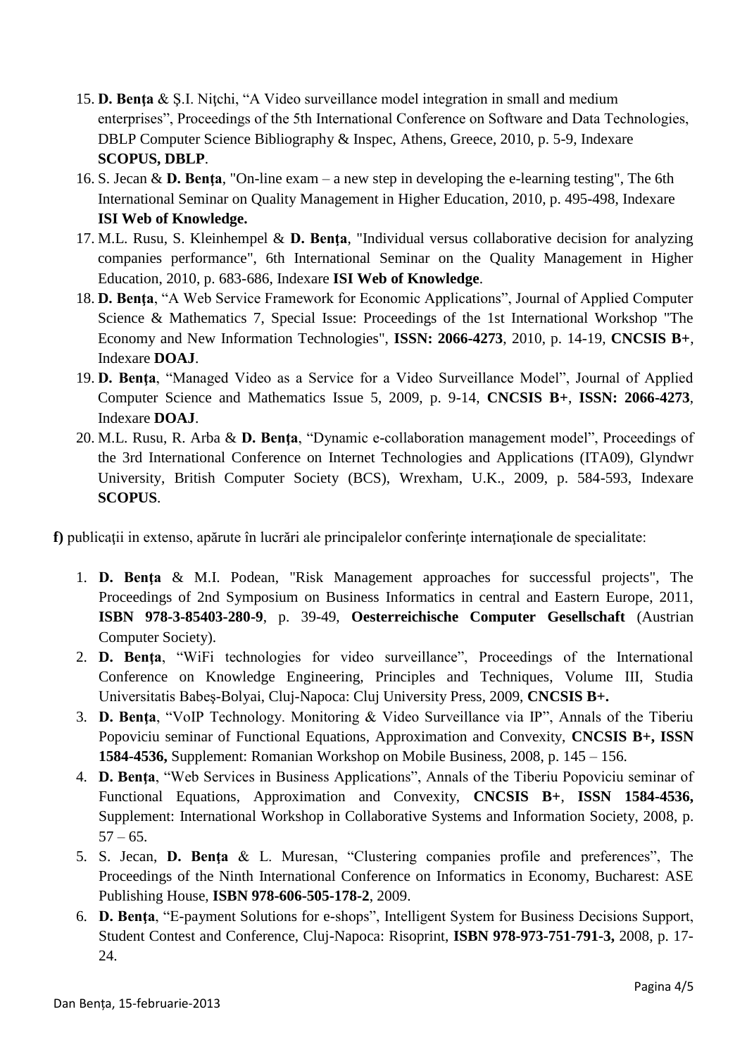15. **D. Benţa** & Ş.I. Niţchi, "A Video surveillance model integration in small and medium enterprises", Proceedings of the 5th International Conference on Software and Data Technologies, DBLP Computer Science Bibliography & Inspec, Athens, Greece, 2010, p. 5-9, Indexare **SCOPUS, DBLP**.
16. S. Jecan & **D. Benţa**, "On-line exam – a new step in developing the e-learning testing", The 6th International Seminar on Quality Management in Higher Education, 2010, p. 495-498, Indexare **ISI Web of Knowledge.**
17. M.L. Rusu, S. Kleinhempel & **D. Benţa**, "Individual versus collaborative decision for analyzing companies performance", 6th International Seminar on the Quality Management in Higher Education, 2010, p. 683-686, Indexare **ISI Web of Knowledge**.
18. **D. Benţa**, "A Web Service Framework for Economic Applications", Journal of Applied Computer Science & Mathematics 7, Special Issue: Proceedings of the 1st International Workshop "The Economy and New Information Technologies", **ISSN: 2066-4273**, 2010, p. 14-19, **CNCSIS B+**, Indexare **DOAJ**.
19. **D. Benţa**, "Managed Video as a Service for a Video Surveillance Model", Journal of Applied Computer Science and Mathematics Issue 5, 2009, p. 9-14, **CNCSIS B+**, **ISSN: 2066-4273**, Indexare **DOAJ**.
20. M.L. Rusu, R. Arba & **D. Benţa**, "Dynamic e-collaboration management model", Proceedings of the 3rd International Conference on Internet Technologies and Applications (ITA09), Glyndwr University, British Computer Society (BCS), Wrexham, U.K., 2009, p. 584-593, Indexare **SCOPUS**.

**f)** publicaţii in extenso, apărute în lucrări ale principalelor conferinţe internaţionale de specialitate:

1. **D. Benţa** & M.I. Podean, "Risk Management approaches for successful projects", The Proceedings of 2nd Symposium on Business Informatics in central and Eastern Europe, 2011, **ISBN 978-3-85403-280-9**, p. 39-49, **Oesterreichische Computer Gesellschaft** (Austrian Computer Society).
2. **D. Benţa**, "WiFi technologies for video surveillance", Proceedings of the International Conference on Knowledge Engineering, Principles and Techniques, Volume III, Studia Universitatis Babeş-Bolyai, Cluj-Napoca: Cluj University Press, 2009, **CNCSIS B+.**
3. **D. Benţa**, "VoIP Technology. Monitoring & Video Surveillance via IP", Annals of the Tiberiu Popoviciu seminar of Functional Equations, Approximation and Convexity, **CNCSIS B+, ISSN 1584-4536,** Supplement: Romanian Workshop on Mobile Business, 2008, p. 145 – 156.
4. **D. Benţa**, "Web Services in Business Applications", Annals of the Tiberiu Popoviciu seminar of Functional Equations, Approximation and Convexity, **CNCSIS B+**, **ISSN 1584-4536,** Supplement: International Workshop in Collaborative Systems and Information Society, 2008, p. 57 – 65.
5. S. Jecan, **D. Benţa** & L. Muresan, "Clustering companies profile and preferences", The Proceedings of the Ninth International Conference on Informatics in Economy, Bucharest: ASE Publishing House, **ISBN 978-606-505-178-2**, 2009.
6. **D. Benţa**, "E-payment Solutions for e-shops", Intelligent System for Business Decisions Support, Student Contest and Conference, Cluj-Napoca: Risoprint, **ISBN 978-973-751-791-3,** 2008, p. 17-24.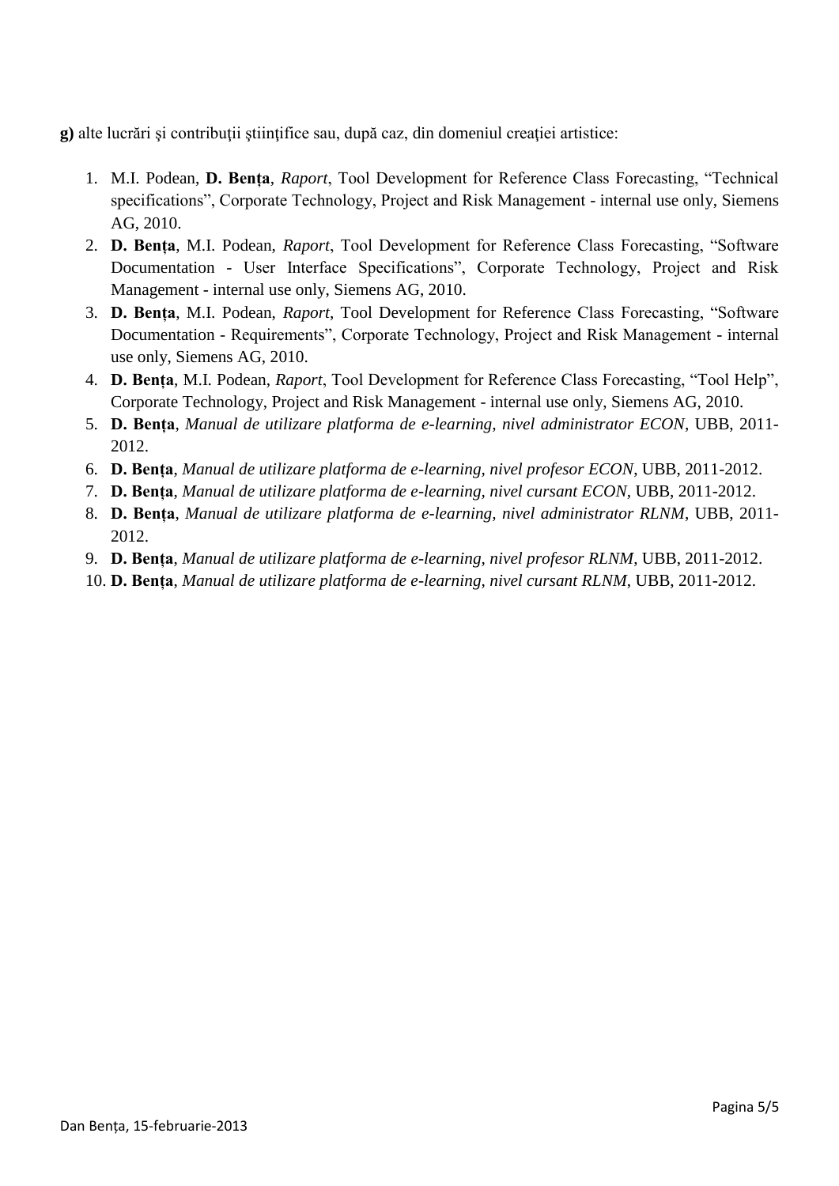**g)** alte lucrări şi contribuţii ştiinţifice sau, după caz, din domeniul creaţiei artistice:

1. M.I. Podean, **D. Bența**, *Raport*, Tool Development for Reference Class Forecasting, “Technical specifications”, Corporate Technology, Project and Risk Management - internal use only, Siemens AG, 2010.
2. **D. Bența**, M.I. Podean, *Raport*, Tool Development for Reference Class Forecasting, “Software Documentation - User Interface Specifications”, Corporate Technology, Project and Risk Management - internal use only, Siemens AG, 2010.
3. **D. Bența**, M.I. Podean, *Raport*, Tool Development for Reference Class Forecasting, “Software Documentation - Requirements”, Corporate Technology, Project and Risk Management - internal use only, Siemens AG, 2010.
4. **D. Bența**, M.I. Podean, *Raport*, Tool Development for Reference Class Forecasting, “Tool Help”, Corporate Technology, Project and Risk Management - internal use only, Siemens AG, 2010.
5. **D. Bența**, *Manual de utilizare platforma de e-learning, nivel administrator ECON*, UBB, 2011-2012.
6. **D. Bența**, *Manual de utilizare platforma de e-learning, nivel profesor ECON*, UBB, 2011-2012.
7. **D. Bența**, *Manual de utilizare platforma de e-learning, nivel cursant ECON*, UBB, 2011-2012.
8. **D. Bența**, *Manual de utilizare platforma de e-learning, nivel administrator RLNM*, UBB, 2011-2012.
9. **D. Bența**, *Manual de utilizare platforma de e-learning, nivel profesor RLNM*, UBB, 2011-2012.
10. **D. Bența**, *Manual de utilizare platforma de e-learning, nivel cursant RLNM*, UBB, 2011-2012.